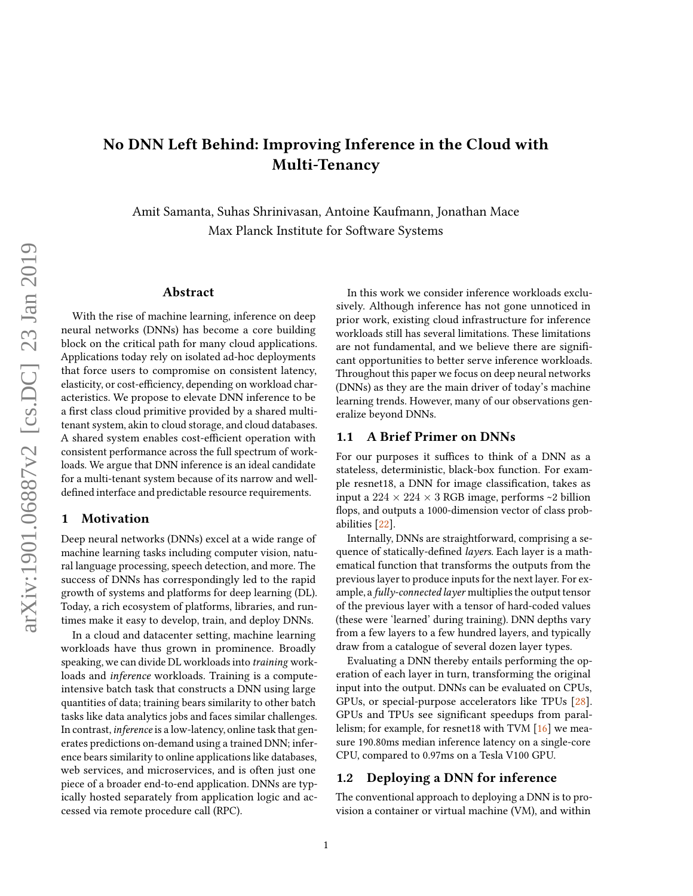# No DNN Left Behind: Improving Inference in the Cloud with Multi-Tenancy

Amit Samanta, Suhas Shrinivasan, Antoine Kaufmann, Jonathan Mace
Max Planck Institute for Software Systems

## Abstract

With the rise of machine learning, inference on deep neural networks (DNNs) has become a core building block on the critical path for many cloud applications. Applications today rely on isolated ad-hoc deployments that force users to compromise on consistent latency, elasticity, or cost-efficiency, depending on workload characteristics. We propose to elevate DNN inference to be a first class cloud primitive provided by a shared multi-tenant system, akin to cloud storage, and cloud databases. A shared system enables cost-efficient operation with consistent performance across the full spectrum of workloads. We argue that DNN inference is an ideal candidate for a multi-tenant system because of its narrow and well-defined interface and predictable resource requirements.

## 1 Motivation

Deep neural networks (DNNs) excel at a wide range of machine learning tasks including computer vision, natural language processing, speech detection, and more. The success of DNNs has correspondingly led to the rapid growth of systems and platforms for deep learning (DL). Today, a rich ecosystem of platforms, libraries, and runtimes make it easy to develop, train, and deploy DNNs.

In a cloud and datacenter setting, machine learning workloads have thus grown in prominence. Broadly speaking, we can divide DL workloads into *training* workloads and *inference* workloads. Training is a compute-intensive batch task that constructs a DNN using large quantities of data; training bears similarity to other batch tasks like data analytics jobs and faces similar challenges. In contrast, *inference* is a low-latency, online task that generates predictions on-demand using a trained DNN; inference bears similarity to online applications like databases, web services, and microservices, and is often just one piece of a broader end-to-end application. DNNs are typically hosted separately from application logic and accessed via remote procedure call (RPC).

In this work we consider inference workloads exclusively. Although inference has not gone unnoticed in prior work, existing cloud infrastructure for inference workloads still has several limitations. These limitations are not fundamental, and we believe there are significant opportunities to better serve inference workloads. Throughout this paper we focus on deep neural networks (DNNs) as they are the main driver of today's machine learning trends. However, many of our observations generalize beyond DNNs.

### 1.1 A Brief Primer on DNNs

For our purposes it suffices to think of a DNN as a stateless, deterministic, black-box function. For example resnet18, a DNN for image classification, takes as input a $224 \times 224 \times 3$ RGB image, performs ~2 billion flops, and outputs a 1000-dimension vector of class probabilities [22].

Internally, DNNs are straightforward, comprising a sequence of statically-defined *layers*. Each layer is a mathematical function that transforms the outputs from the previous layer to produce inputs for the next layer. For example, a *fully-connected layer* multiplies the output tensor of the previous layer with a tensor of hard-coded values (these were 'learned' during training). DNN depths vary from a few layers to a few hundred layers, and typically draw from a catalogue of several dozen layer types.

Evaluating a DNN thereby entails performing the operation of each layer in turn, transforming the original input into the output. DNNs can be evaluated on CPUs, GPUs, or special-purpose accelerators like TPUs [28]. GPUs and TPUs see significant speedups from parallelism; for example, for resnet18 with TVM [16] we measure 190.80ms median inference latency on a single-core CPU, compared to 0.97ms on a Tesla V100 GPU.

### 1.2 Deploying a DNN for inference

The conventional approach to deploying a DNN is to provision a container or virtual machine (VM), and within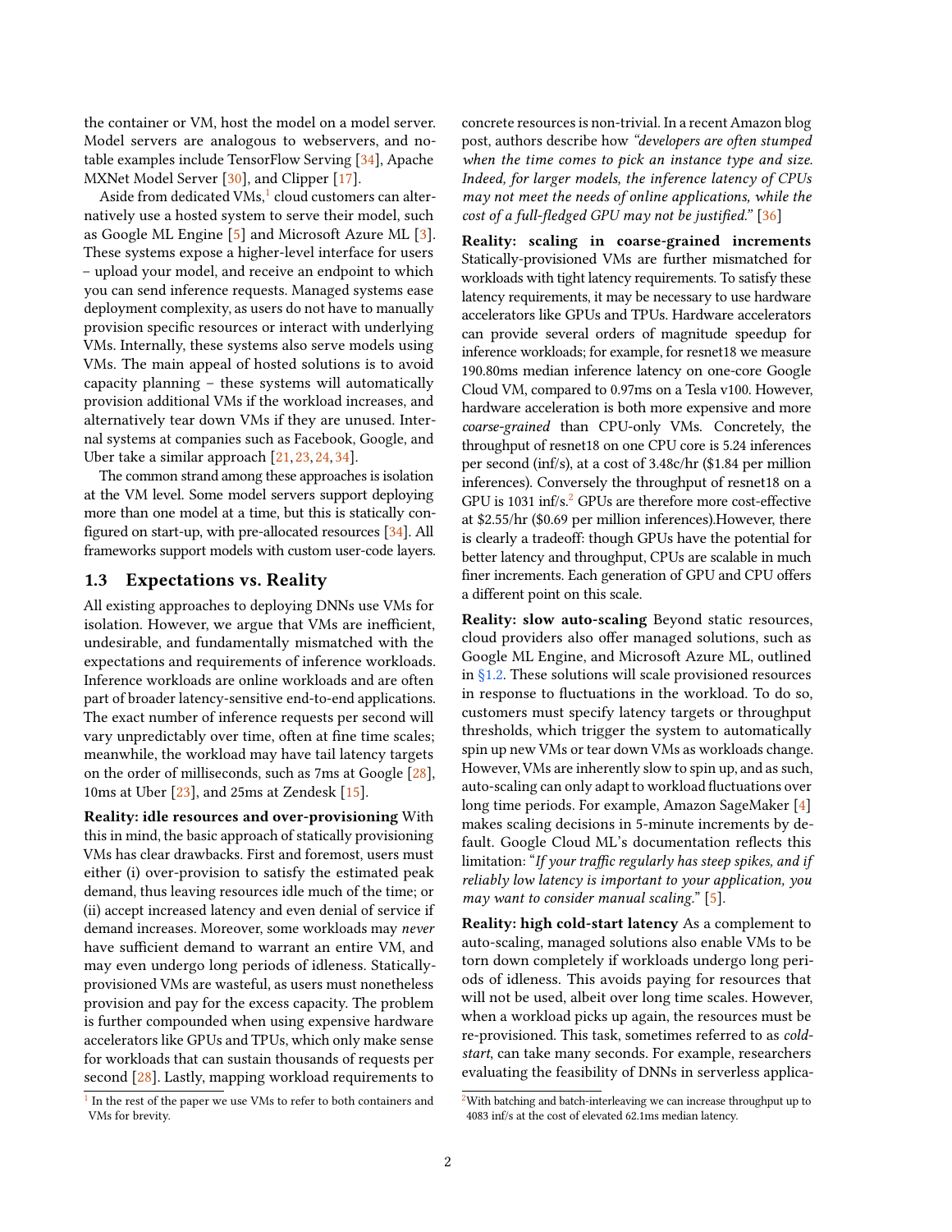the container or VM, host the model on a model server. Model servers are analogous to webservers, and notable examples include TensorFlow Serving [34], Apache MXNet Model Server [30], and Clipper [17].

Aside from dedicated VMs,[1] cloud customers can alternatively use a hosted system to serve their model, such as Google ML Engine [5] and Microsoft Azure ML [3]. These systems expose a higher-level interface for users – upload your model, and receive an endpoint to which you can send inference requests. Managed systems ease deployment complexity, as users do not have to manually provision specific resources or interact with underlying VMs. Internally, these systems also serve models using VMs. The main appeal of hosted solutions is to avoid capacity planning – these systems will automatically provision additional VMs if the workload increases, and alternatively tear down VMs if they are unused. Internal systems at companies such as Facebook, Google, and Uber take a similar approach [21, 23, 24, 34].

The common strand among these approaches is isolation at the VM level. Some model servers support deploying more than one model at a time, but this is statically configured on start-up, with pre-allocated resources [34]. All frameworks support models with custom user-code layers.

## 1.3 Expectations vs. Reality

All existing approaches to deploying DNNs use VMs for isolation. However, we argue that VMs are inefficient, undesirable, and fundamentally mismatched with the expectations and requirements of inference workloads. Inference workloads are online workloads and are often part of broader latency-sensitive end-to-end applications. The exact number of inference requests per second will vary unpredictably over time, often at fine time scales; meanwhile, the workload may have tail latency targets on the order of milliseconds, such as 7ms at Google [28], 10ms at Uber [23], and 25ms at Zendesk [15].

**Reality: idle resources and over-provisioning** With this in mind, the basic approach of statically provisioning VMs has clear drawbacks. First and foremost, users must either (i) over-provision to satisfy the estimated peak demand, thus leaving resources idle much of the time; or (ii) accept increased latency and even denial of service if demand increases. Moreover, some workloads may *never* have sufficient demand to warrant an entire VM, and may even undergo long periods of idleness. Statically-provisioned VMs are wasteful, as users must nonetheless provision and pay for the excess capacity. The problem is further compounded when using expensive hardware accelerators like GPUs and TPUs, which only make sense for workloads that can sustain thousands of requests per second [28]. Lastly, mapping workload requirements to concrete resources is non-trivial. In a recent Amazon blog post, authors describe how *"developers are often stumped when the time comes to pick an instance type and size. Indeed, for larger models, the inference latency of CPUs may not meet the needs of online applications, while the cost of a full-fledged GPU may not be justified."* [36]

**Reality: scaling in coarse-grained increments** Statically-provisioned VMs are further mismatched for workloads with tight latency requirements. To satisfy these latency requirements, it may be necessary to use hardware accelerators like GPUs and TPUs. Hardware accelerators can provide several orders of magnitude speedup for inference workloads; for example, for resnet18 we measure 190.80ms median inference latency on one-core Google Cloud VM, compared to 0.97ms on a Tesla v100. However, hardware acceleration is both more expensive and more *coarse-grained* than CPU-only VMs. Concretely, the throughput of resnet18 on one CPU core is 5.24 inferences per second (inf/s), at a cost of 3.48c/hr ($1.84 per million inferences). Conversely the throughput of resnet18 on a GPU is 1031 inf/s.[2] GPUs are therefore more cost-effective at $2.55/hr ($0.69 per million inferences).However, there is clearly a tradeoff: though GPUs have the potential for better latency and throughput, CPUs are scalable in much finer increments. Each generation of GPU and CPU offers a different point on this scale.

**Reality: slow auto-scaling** Beyond static resources, cloud providers also offer managed solutions, such as Google ML Engine, and Microsoft Azure ML, outlined in §1.2. These solutions will scale provisioned resources in response to fluctuations in the workload. To do so, customers must specify latency targets or throughput thresholds, which trigger the system to automatically spin up new VMs or tear down VMs as workloads change. However, VMs are inherently slow to spin up, and as such, auto-scaling can only adapt to workload fluctuations over long time periods. For example, Amazon SageMaker [4] makes scaling decisions in 5-minute increments by default. Google Cloud ML's documentation reflects this limitation: "*If your traffic regularly has steep spikes, and if reliably low latency is important to your application, you may want to consider manual scaling.*" [5].

**Reality: high cold-start latency** As a complement to auto-scaling, managed solutions also enable VMs to be torn down completely if workloads undergo long periods of idleness. This avoids paying for resources that will not be used, albeit over long time scales. However, when a workload picks up again, the resources must be re-provisioned. This task, sometimes referred to as *cold-start*, can take many seconds. For example, researchers evaluating the feasibility of DNNs in serverless applica-

---

[1] In the rest of the paper we use VMs to refer to both containers and VMs for brevity.

[2] With batching and batch-interleaving we can increase throughput up to 4083 inf/s at the cost of elevated 62.1ms median latency.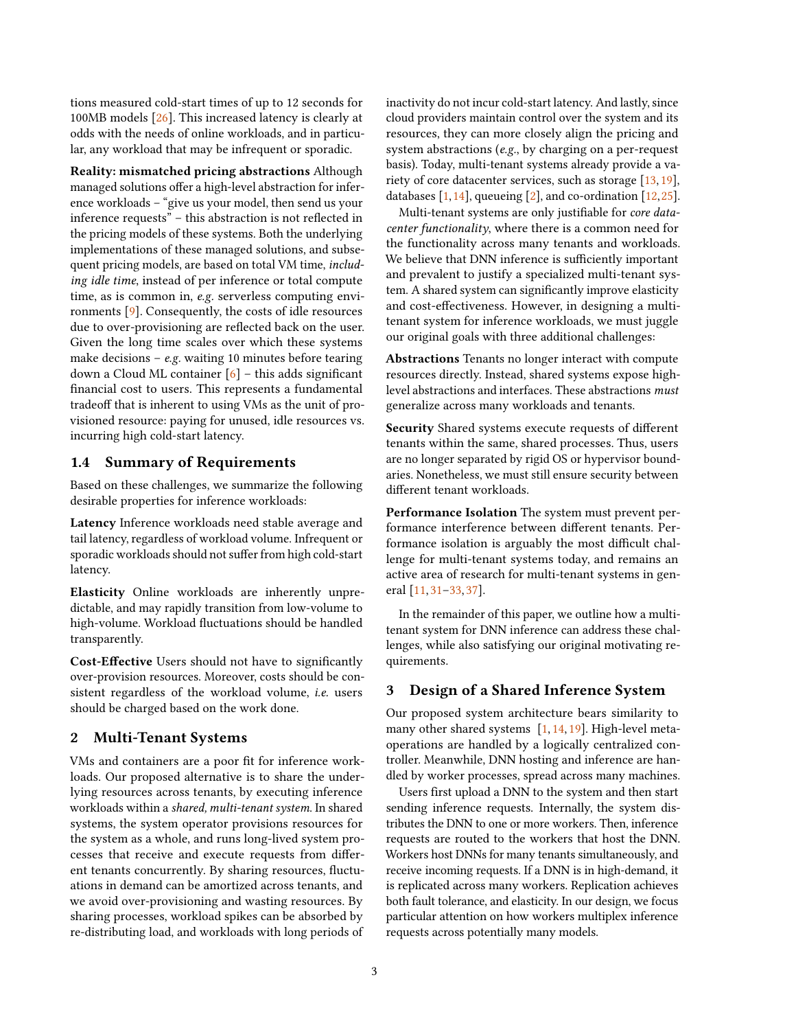tions measured cold-start times of up to 12 seconds for 100MB models [26]. This increased latency is clearly at odds with the needs of online workloads, and in particular, any workload that may be infrequent or sporadic.

**Reality: mismatched pricing abstractions** Although managed solutions offer a high-level abstraction for inference workloads – "give us your model, then send us your inference requests" – this abstraction is not reflected in the pricing models of these systems. Both the underlying implementations of these managed solutions, and subsequent pricing models, are based on total VM time, *including idle time*, instead of per inference or total compute time, as is common in, *e.g.* serverless computing environments [9]. Consequently, the costs of idle resources due to over-provisioning are reflected back on the user. Given the long time scales over which these systems make decisions – *e.g.* waiting 10 minutes before tearing down a Cloud ML container [6] – this adds significant financial cost to users. This represents a fundamental tradeoff that is inherent to using VMs as the unit of provisioned resource: paying for unused, idle resources vs. incurring high cold-start latency.

### 1.4 Summary of Requirements

Based on these challenges, we summarize the following desirable properties for inference workloads:

**Latency** Inference workloads need stable average and tail latency, regardless of workload volume. Infrequent or sporadic workloads should not suffer from high cold-start latency.

**Elasticity** Online workloads are inherently unpredictable, and may rapidly transition from low-volume to high-volume. Workload fluctuations should be handled transparently.

**Cost-Effective** Users should not have to significantly over-provision resources. Moreover, costs should be consistent regardless of the workload volume, *i.e.* users should be charged based on the work done.

## 2 Multi-Tenant Systems

VMs and containers are a poor fit for inference workloads. Our proposed alternative is to share the underlying resources across tenants, by executing inference workloads within a *shared, multi-tenant system*. In shared systems, the system operator provisions resources for the system as a whole, and runs long-lived system processes that receive and execute requests from different tenants concurrently. By sharing resources, fluctuations in demand can be amortized across tenants, and we avoid over-provisioning and wasting resources. By sharing processes, workload spikes can be absorbed by re-distributing load, and workloads with long periods of inactivity do not incur cold-start latency. And lastly, since cloud providers maintain control over the system and its resources, they can more closely align the pricing and system abstractions (*e.g.*, by charging on a per-request basis). Today, multi-tenant systems already provide a variety of core datacenter services, such as storage [13, 19], databases [1, 14], queueing [2], and co-ordination [12, 25].

Multi-tenant systems are only justifiable for *core datacenter functionality*, where there is a common need for the functionality across many tenants and workloads. We believe that DNN inference is sufficiently important and prevalent to justify a specialized multi-tenant system. A shared system can significantly improve elasticity and cost-effectiveness. However, in designing a multi-tenant system for inference workloads, we must juggle our original goals with three additional challenges:

**Abstractions** Tenants no longer interact with compute resources directly. Instead, shared systems expose high-level abstractions and interfaces. These abstractions *must* generalize across many workloads and tenants.

**Security** Shared systems execute requests of different tenants within the same, shared processes. Thus, users are no longer separated by rigid OS or hypervisor boundaries. Nonetheless, we must still ensure security between different tenant workloads.

**Performance Isolation** The system must prevent performance interference between different tenants. Performance isolation is arguably the most difficult challenge for multi-tenant systems today, and remains an active area of research for multi-tenant systems in general [11, 31–33, 37].

In the remainder of this paper, we outline how a multi-tenant system for DNN inference can address these challenges, while also satisfying our original motivating requirements.

## 3 Design of a Shared Inference System

Our proposed system architecture bears similarity to many other shared systems [1, 14, 19]. High-level meta-operations are handled by a logically centralized controller. Meanwhile, DNN hosting and inference are handled by worker processes, spread across many machines.

Users first upload a DNN to the system and then start sending inference requests. Internally, the system distributes the DNN to one or more workers. Then, inference requests are routed to the workers that host the DNN. Workers host DNNs for many tenants simultaneously, and receive incoming requests. If a DNN is in high-demand, it is replicated across many workers. Replication achieves both fault tolerance, and elasticity. In our design, we focus particular attention on how workers multiplex inference requests across potentially many models.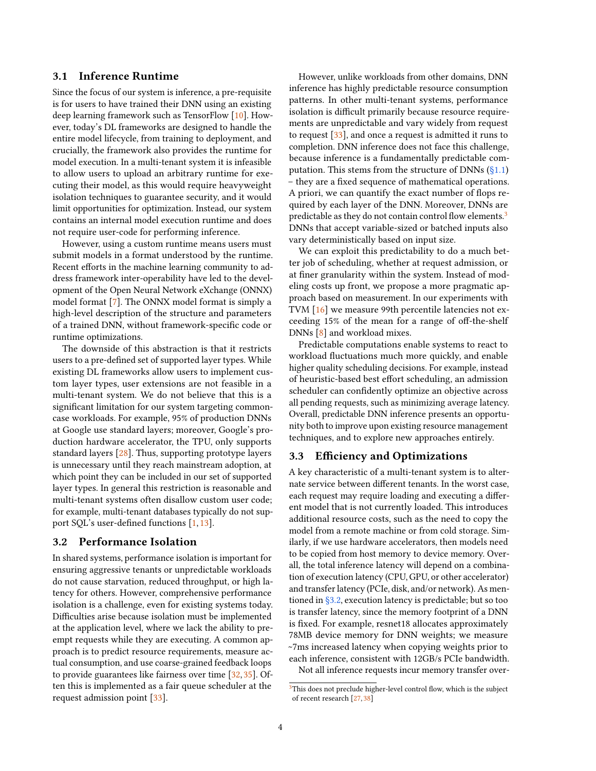### 3.1 Inference Runtime

Since the focus of our system is inference, a pre-requisite is for users to have trained their DNN using an existing deep learning framework such as TensorFlow [10]. However, today's DL frameworks are designed to handle the entire model lifecycle, from training to deployment, and crucially, the framework also provides the runtime for model execution. In a multi-tenant system it is infeasible to allow users to upload an arbitrary runtime for executing their model, as this would require heavyweight isolation techniques to guarantee security, and it would limit opportunities for optimization. Instead, our system contains an internal model execution runtime and does not require user-code for performing inference.

However, using a custom runtime means users must submit models in a format understood by the runtime. Recent efforts in the machine learning community to address framework inter-operability have led to the development of the Open Neural Network eXchange (ONNX) model format [7]. The ONNX model format is simply a high-level description of the structure and parameters of a trained DNN, without framework-specific code or runtime optimizations.

The downside of this abstraction is that it restricts users to a pre-defined set of supported layer types. While existing DL frameworks allow users to implement custom layer types, user extensions are not feasible in a multi-tenant system. We do not believe that this is a significant limitation for our system targeting common-case workloads. For example, 95% of production DNNs at Google use standard layers; moreover, Google's production hardware accelerator, the TPU, only supports standard layers [28]. Thus, supporting prototype layers is unnecessary until they reach mainstream adoption, at which point they can be included in our set of supported layer types. In general this restriction is reasonable and multi-tenant systems often disallow custom user code; for example, multi-tenant databases typically do not support SQL's user-defined functions [1, 13].

### 3.2 Performance Isolation

In shared systems, performance isolation is important for ensuring aggressive tenants or unpredictable workloads do not cause starvation, reduced throughput, or high latency for others. However, comprehensive performance isolation is a challenge, even for existing systems today. Difficulties arise because isolation must be implemented at the application level, where we lack the ability to preempt requests while they are executing. A common approach is to predict resource requirements, measure actual consumption, and use coarse-grained feedback loops to provide guarantees like fairness over time [32, 35]. Often this is implemented as a fair queue scheduler at the request admission point [33].

However, unlike workloads from other domains, DNN inference has highly predictable resource consumption patterns. In other multi-tenant systems, performance isolation is difficult primarily because resource requirements are unpredictable and vary widely from request to request [33], and once a request is admitted it runs to completion. DNN inference does not face this challenge, because inference is a fundamentally predictable computation. This stems from the structure of DNNs (§1.1) – they are a fixed sequence of mathematical operations. A priori, we can quantify the exact number of flops required by each layer of the DNN. Moreover, DNNs are predictable as they do not contain control flow elements.[3] DNNs that accept variable-sized or batched inputs also vary deterministically based on input size.

We can exploit this predictability to do a much better job of scheduling, whether at request admission, or at finer granularity within the system. Instead of modeling costs up front, we propose a more pragmatic approach based on measurement. In our experiments with TVM [16] we measure 99th percentile latencies not exceeding 15% of the mean for a range of off-the-shelf DNNs [8] and workload mixes.

Predictable computations enable systems to react to workload fluctuations much more quickly, and enable higher quality scheduling decisions. For example, instead of heuristic-based best effort scheduling, an admission scheduler can confidently optimize an objective across all pending requests, such as minimizing average latency. Overall, predictable DNN inference presents an opportunity both to improve upon existing resource management techniques, and to explore new approaches entirely.

### 3.3 Efficiency and Optimizations

A key characteristic of a multi-tenant system is to alternate service between different tenants. In the worst case, each request may require loading and executing a different model that is not currently loaded. This introduces additional resource costs, such as the need to copy the model from a remote machine or from cold storage. Similarly, if we use hardware accelerators, then models need to be copied from host memory to device memory. Overall, the total inference latency will depend on a combination of execution latency (CPU, GPU, or other accelerator) and transfer latency (PCIe, disk, and/or network). As mentioned in §3.2, execution latency is predictable; but so too is transfer latency, since the memory footprint of a DNN is fixed. For example, resnet18 allocates approximately 78MB device memory for DNN weights; we measure ~7ms increased latency when copying weights prior to each inference, consistent with 12GB/s PCIe bandwidth.

Not all inference requests incur memory transfer over-

[3] This does not preclude higher-level control flow, which is the subject of recent research [27, 38]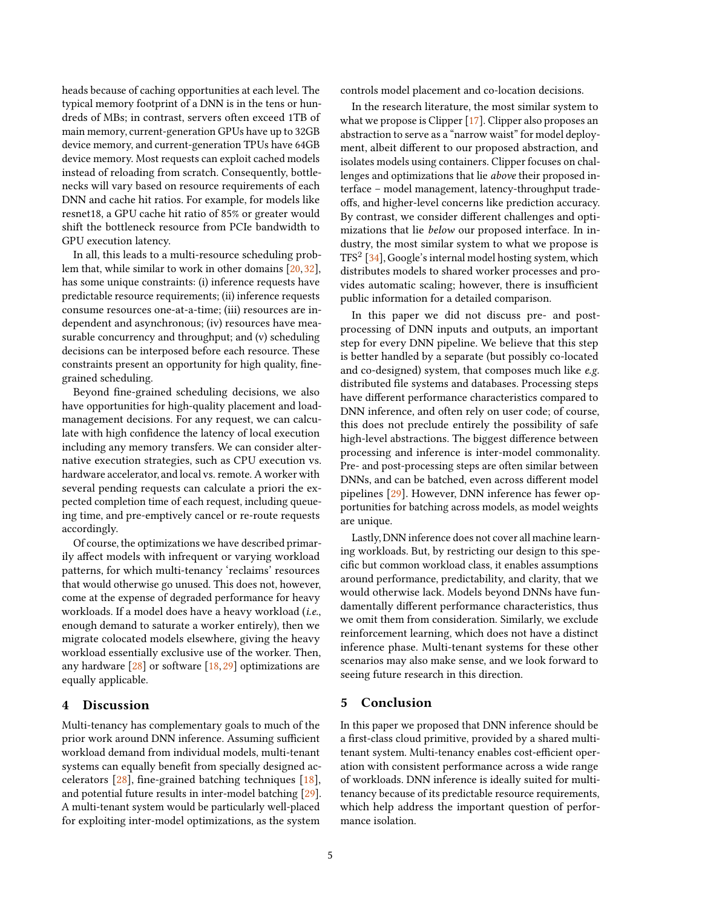heads because of caching opportunities at each level. The typical memory footprint of a DNN is in the tens or hundreds of MBs; in contrast, servers often exceed 1TB of main memory, current-generation GPUs have up to 32GB device memory, and current-generation TPUs have 64GB device memory. Most requests can exploit cached models instead of reloading from scratch. Consequently, bottlenecks will vary based on resource requirements of each DNN and cache hit ratios. For example, for models like resnet18, a GPU cache hit ratio of 85% or greater would shift the bottleneck resource from PCIe bandwidth to GPU execution latency.

In all, this leads to a multi-resource scheduling problem that, while similar to work in other domains [20, 32], has some unique constraints: (i) inference requests have predictable resource requirements; (ii) inference requests consume resources one-at-a-time; (iii) resources are independent and asynchronous; (iv) resources have measurable concurrency and throughput; and (v) scheduling decisions can be interposed before each resource. These constraints present an opportunity for high quality, fine-grained scheduling.

Beyond fine-grained scheduling decisions, we also have opportunities for high-quality placement and load-management decisions. For any request, we can calculate with high confidence the latency of local execution including any memory transfers. We can consider alternative execution strategies, such as CPU execution vs. hardware accelerator, and local vs. remote. A worker with several pending requests can calculate a priori the expected completion time of each request, including queueing time, and pre-emptively cancel or re-route requests accordingly.

Of course, the optimizations we have described primarily affect models with infrequent or varying workload patterns, for which multi-tenancy 'reclaims' resources that would otherwise go unused. This does not, however, come at the expense of degraded performance for heavy workloads. If a model does have a heavy workload (*i.e.*, enough demand to saturate a worker entirely), then we migrate colocated models elsewhere, giving the heavy workload essentially exclusive use of the worker. Then, any hardware [28] or software [18, 29] optimizations are equally applicable.

## 4 Discussion

Multi-tenancy has complementary goals to much of the prior work around DNN inference. Assuming sufficient workload demand from individual models, multi-tenant systems can equally benefit from specially designed accelerators [28], fine-grained batching techniques [18], and potential future results in inter-model batching [29]. A multi-tenant system would be particularly well-placed for exploiting inter-model optimizations, as the system controls model placement and co-location decisions.

In the research literature, the most similar system to what we propose is Clipper [17]. Clipper also proposes an abstraction to serve as a "narrow waist" for model deployment, albeit different to our proposed abstraction, and isolates models using containers. Clipper focuses on challenges and optimizations that lie *above* their proposed interface – model management, latency-throughput tradeoffs, and higher-level concerns like prediction accuracy. By contrast, we consider different challenges and optimizations that lie *below* our proposed interface. In industry, the most similar system to what we propose is TFS$^2$ [34], Google's internal model hosting system, which distributes models to shared worker processes and provides automatic scaling; however, there is insufficient public information for a detailed comparison.

In this paper we did not discuss pre- and post-processing of DNN inputs and outputs, an important step for every DNN pipeline. We believe that this step is better handled by a separate (but possibly co-located and co-designed) system, that composes much like *e.g.* distributed file systems and databases. Processing steps have different performance characteristics compared to DNN inference, and often rely on user code; of course, this does not preclude entirely the possibility of safe high-level abstractions. The biggest difference between processing and inference is inter-model commonality. Pre- and post-processing steps are often similar between DNNs, and can be batched, even across different model pipelines [29]. However, DNN inference has fewer opportunities for batching across models, as model weights are unique.

Lastly, DNN inference does not cover all machine learning workloads. But, by restricting our design to this specific but common workload class, it enables assumptions around performance, predictability, and clarity, that we would otherwise lack. Models beyond DNNs have fundamentally different performance characteristics, thus we omit them from consideration. Similarly, we exclude reinforcement learning, which does not have a distinct inference phase. Multi-tenant systems for these other scenarios may also make sense, and we look forward to seeing future research in this direction.

## 5 Conclusion

In this paper we proposed that DNN inference should be a first-class cloud primitive, provided by a shared multi-tenant system. Multi-tenancy enables cost-efficient operation with consistent performance across a wide range of workloads. DNN inference is ideally suited for multi-tenancy because of its predictable resource requirements, which help address the important question of performance isolation.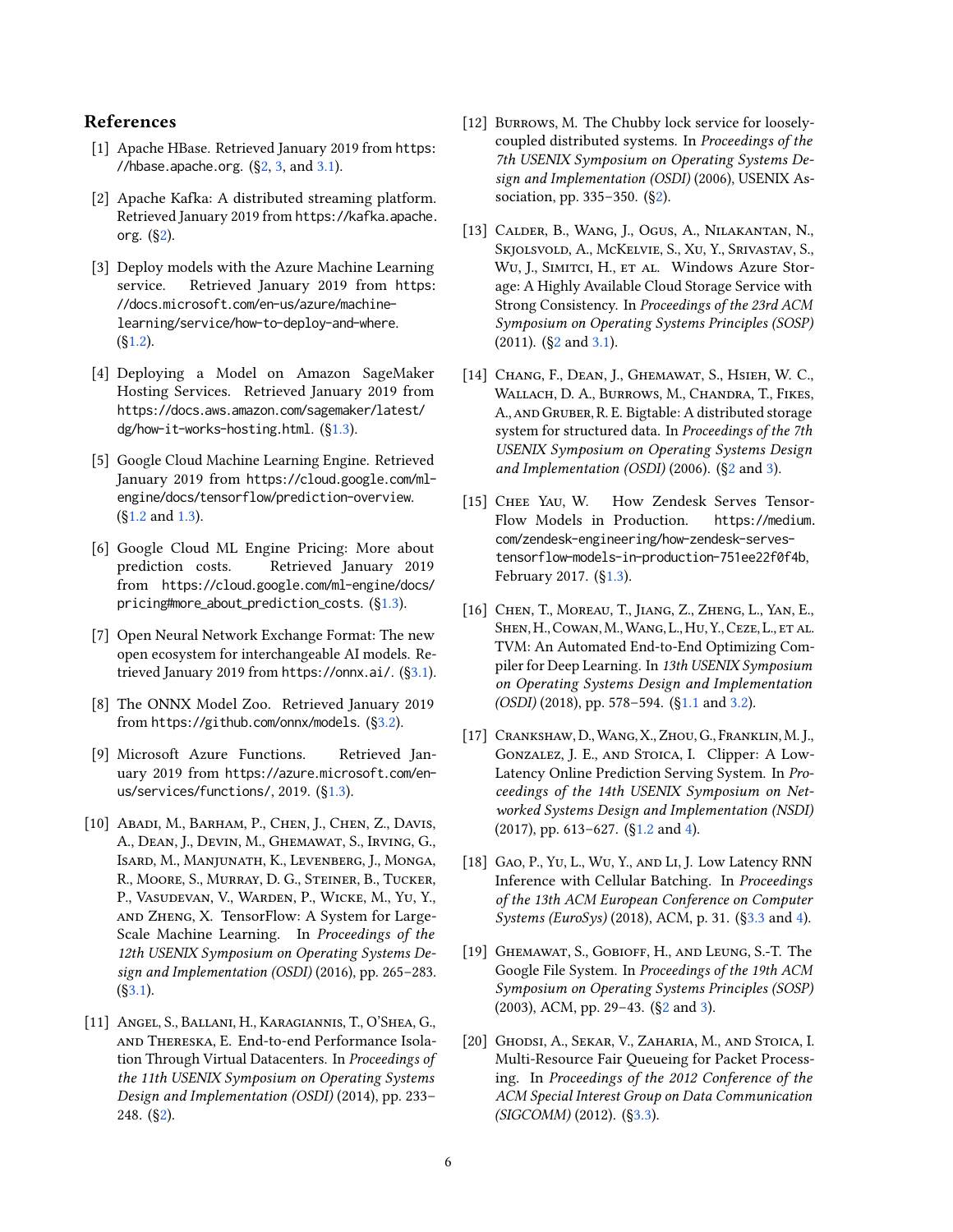## References

[1] Apache HBase. Retrieved January 2019 from https://hbase.apache.org. (§2, 3, and 3.1).

[2] Apache Kafka: A distributed streaming platform. Retrieved January 2019 from https://kafka.apache.org. (§2).

[3] Deploy models with the Azure Machine Learning service. Retrieved January 2019 from https://docs.microsoft.com/en-us/azure/machine-learning/service/how-to-deploy-and-where. (§1.2).

[4] Deploying a Model on Amazon SageMaker Hosting Services. Retrieved January 2019 from https://docs.aws.amazon.com/sagemaker/latest/dg/how-it-works-hosting.html. (§1.3).

[5] Google Cloud Machine Learning Engine. Retrieved January 2019 from https://cloud.google.com/ml-engine/docs/tensorflow/prediction-overview. (§1.2 and 1.3).

[6] Google Cloud ML Engine Pricing: More about prediction costs. Retrieved January 2019 from https://cloud.google.com/ml-engine/docs/pricing#more_about_prediction_costs. (§1.3).

[7] Open Neural Network Exchange Format: The new open ecosystem for interchangeable AI models. Retrieved January 2019 from https://onnx.ai/. (§3.1).

[8] The ONNX Model Zoo. Retrieved January 2019 from https://github.com/onnx/models. (§3.2).

[9] Microsoft Azure Functions. Retrieved January 2019 from https://azure.microsoft.com/en-us/services/functions/, 2019. (§1.3).

[10] Abadi, M., Barham, P., Chen, J., Chen, Z., Davis, A., Dean, J., Devin, M., Ghemawat, S., Irving, G., Isard, M., Manjunath, K., Levenberg, J., Monga, R., Moore, S., Murray, D. G., Steiner, B., Tucker, P., Vasudevan, V., Warden, P., Wicke, M., Yu, Y., and Zheng, X. TensorFlow: A System for Large-Scale Machine Learning. In *Proceedings of the 12th USENIX Symposium on Operating Systems Design and Implementation (OSDI)* (2016), pp. 265–283. (§3.1).

[11] Angel, S., Ballani, H., Karagiannis, T., O'Shea, G., and Thereska, E. End-to-end Performance Isolation Through Virtual Datacenters. In *Proceedings of the 11th USENIX Symposium on Operating Systems Design and Implementation (OSDI)* (2014), pp. 233–248. (§2).

[12] Burrows, M. The Chubby lock service for loosely-coupled distributed systems. In *Proceedings of the 7th USENIX Symposium on Operating Systems Design and Implementation (OSDI)* (2006), USENIX Association, pp. 335–350. (§2).

[13] Calder, B., Wang, J., Ogus, A., Nilakantan, N., Skjolsvold, A., McKelvie, S., Xu, Y., Srivastav, S., Wu, J., Simitci, H., et al. Windows Azure Storage: A Highly Available Cloud Storage Service with Strong Consistency. In *Proceedings of the 23rd ACM Symposium on Operating Systems Principles (SOSP)* (2011). (§2 and 3.1).

[14] Chang, F., Dean, J., Ghemawat, S., Hsieh, W. C., Wallach, D. A., Burrows, M., Chandra, T., Fikes, A., and Gruber, R. E. Bigtable: A distributed storage system for structured data. In *Proceedings of the 7th USENIX Symposium on Operating Systems Design and Implementation (OSDI)* (2006). (§2 and 3).

[15] Chee Yau, W. How Zendesk Serves TensorFlow Models in Production. https://medium.com/zendesk-engineering/how-zendesk-serves-tensorflow-models-in-production-751ee22f0f4b, February 2017. (§1.3).

[16] Chen, T., Moreau, T., Jiang, Z., Zheng, L., Yan, E., Shen, H., Cowan, M., Wang, L., Hu, Y., Ceze, L., et al. TVM: An Automated End-to-End Optimizing Compiler for Deep Learning. In *13th USENIX Symposium on Operating Systems Design and Implementation (OSDI)* (2018), pp. 578–594. (§1.1 and 3.2).

[17] Crankshaw, D., Wang, X., Zhou, G., Franklin, M. J., Gonzalez, J. E., and Stoica, I. Clipper: A Low-Latency Online Prediction Serving System. In *Proceedings of the 14th USENIX Symposium on Networked Systems Design and Implementation (NSDI)* (2017), pp. 613–627. (§1.2 and 4).

[18] Gao, P., Yu, L., Wu, Y., and Li, J. Low Latency RNN Inference with Cellular Batching. In *Proceedings of the 13th ACM European Conference on Computer Systems (EuroSys)* (2018), ACM, p. 31. (§3.3 and 4).

[19] Ghemawat, S., Gobioff, H., and Leung, S.-T. The Google File System. In *Proceedings of the 19th ACM Symposium on Operating Systems Principles (SOSP)* (2003), ACM, pp. 29–43. (§2 and 3).

[20] Ghodsi, A., Sekar, V., Zaharia, M., and Stoica, I. Multi-Resource Fair Queueing for Packet Processing. In *Proceedings of the 2012 Conference of the ACM Special Interest Group on Data Communication (SIGCOMM)* (2012). (§3.3).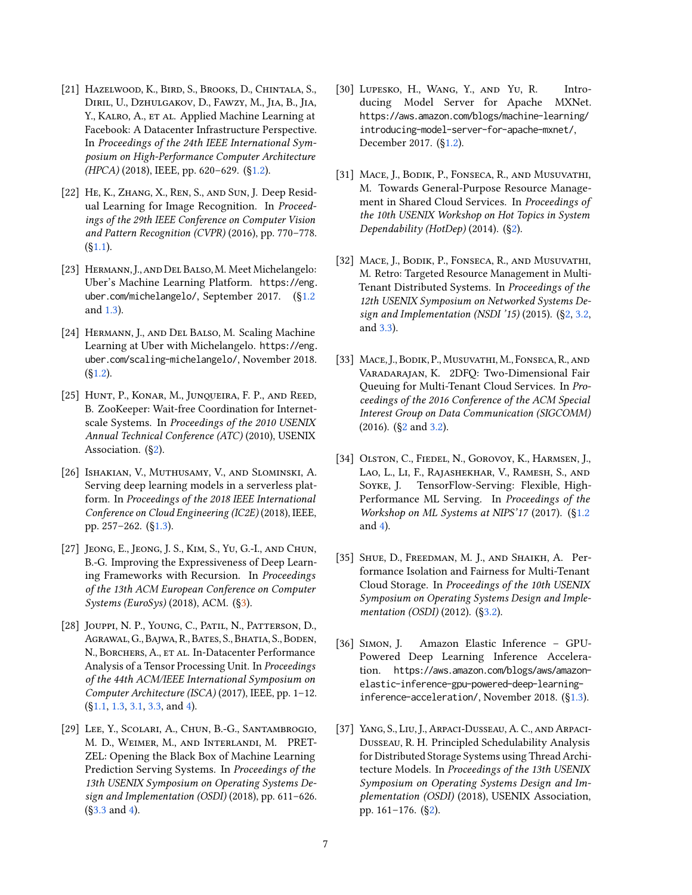[21] Hazelwood, K., Bird, S., Brooks, D., Chintala, S., Diril, U., Dzhulgakov, D., Fawzy, M., Jia, B., Jia, Y., Kalro, A., et al. Applied Machine Learning at Facebook: A Datacenter Infrastructure Perspective. In *Proceedings of the 24th IEEE International Symposium on High-Performance Computer Architecture (HPCA)* (2018), IEEE, pp. 620–629. (§1.2).

[22] He, K., Zhang, X., Ren, S., and Sun, J. Deep Residual Learning for Image Recognition. In *Proceedings of the 29th IEEE Conference on Computer Vision and Pattern Recognition (CVPR)* (2016), pp. 770–778. (§1.1).

[23] Hermann, J., and Del Balso, M. Meet Michelangelo: Uber's Machine Learning Platform. https://eng.uber.com/michelangelo/, September 2017. (§1.2 and 1.3).

[24] Hermann, J., and Del Balso, M. Scaling Machine Learning at Uber with Michelangelo. https://eng.uber.com/scaling-michelangelo/, November 2018. (§1.2).

[25] Hunt, P., Konar, M., Junqueira, F. P., and Reed, B. ZooKeeper: Wait-free Coordination for Internet-scale Systems. In *Proceedings of the 2010 USENIX Annual Technical Conference (ATC)* (2010), USENIX Association. (§2).

[26] Ishakian, V., Muthusamy, V., and Slominski, A. Serving deep learning models in a serverless platform. In *Proceedings of the 2018 IEEE International Conference on Cloud Engineering (IC2E)* (2018), IEEE, pp. 257–262. (§1.3).

[27] Jeong, E., Jeong, J. S., Kim, S., Yu, G.-I., and Chun, B.-G. Improving the Expressiveness of Deep Learning Frameworks with Recursion. In *Proceedings of the 13th ACM European Conference on Computer Systems (EuroSys)* (2018), ACM. (§3).

[28] Jouppi, N. P., Young, C., Patil, N., Patterson, D., Agrawal, G., Bajwa, R., Bates, S., Bhatia, S., Boden, N., Borchers, A., et al. In-Datacenter Performance Analysis of a Tensor Processing Unit. In *Proceedings of the 44th ACM/IEEE International Symposium on Computer Architecture (ISCA)* (2017), IEEE, pp. 1–12. (§1.1, 1.3, 3.1, 3.3, and 4).

[29] Lee, Y., Scolari, A., Chun, B.-G., Santambrogio, M. D., Weimer, M., and Interlandi, M. PRETZEL: Opening the Black Box of Machine Learning Prediction Serving Systems. In *Proceedings of the 13th USENIX Symposium on Operating Systems Design and Implementation (OSDI)* (2018), pp. 611–626. (§3.3 and 4).

[30] Lupesko, H., Wang, Y., and Yu, R. Introducing Model Server for Apache MXNet. https://aws.amazon.com/blogs/machine-learning/introducing-model-server-for-apache-mxnet/, December 2017. (§1.2).

[31] Mace, J., Bodik, P., Fonseca, R., and Musuvathi, M. Towards General-Purpose Resource Management in Shared Cloud Services. In *Proceedings of the 10th USENIX Workshop on Hot Topics in System Dependability (HotDep)* (2014). (§2).

[32] Mace, J., Bodik, P., Fonseca, R., and Musuvathi, M. Retro: Targeted Resource Management in Multi-Tenant Distributed Systems. In *Proceedings of the 12th USENIX Symposium on Networked Systems Design and Implementation (NSDI '15)* (2015). (§2, 3.2, and 3.3).

[33] Mace, J., Bodik, P., Musuvathi, M., Fonseca, R., and Varadarajan, K. 2DFQ: Two-Dimensional Fair Queuing for Multi-Tenant Cloud Services. In *Proceedings of the 2016 Conference of the ACM Special Interest Group on Data Communication (SIGCOMM)* (2016). (§2 and 3.2).

[34] Olston, C., Fiedel, N., Gorovoy, K., Harmsen, J., Lao, L., Li, F., Rajashekhar, V., Ramesh, S., and Soyke, J. TensorFlow-Serving: Flexible, High-Performance ML Serving. In *Proceedings of the Workshop on ML Systems at NIPS'17* (2017). (§1.2 and 4).

[35] Shue, D., Freedman, M. J., and Shaikh, A. Performance Isolation and Fairness for Multi-Tenant Cloud Storage. In *Proceedings of the 10th USENIX Symposium on Operating Systems Design and Implementation (OSDI)* (2012). (§3.2).

[36] Simon, J. Amazon Elastic Inference – GPU-Powered Deep Learning Inference Acceleration. https://aws.amazon.com/blogs/aws/amazon-elastic-inference-gpu-powered-deep-learning-inference-acceleration/, November 2018. (§1.3).

[37] Yang, S., Liu, J., Arpaci-Dusseau, A. C., and Arpaci-Dusseau, R. H. Principled Schedulability Analysis for Distributed Storage Systems using Thread Architecture Models. In *Proceedings of the 13th USENIX Symposium on Operating Systems Design and Implementation (OSDI)* (2018), USENIX Association, pp. 161–176. (§2).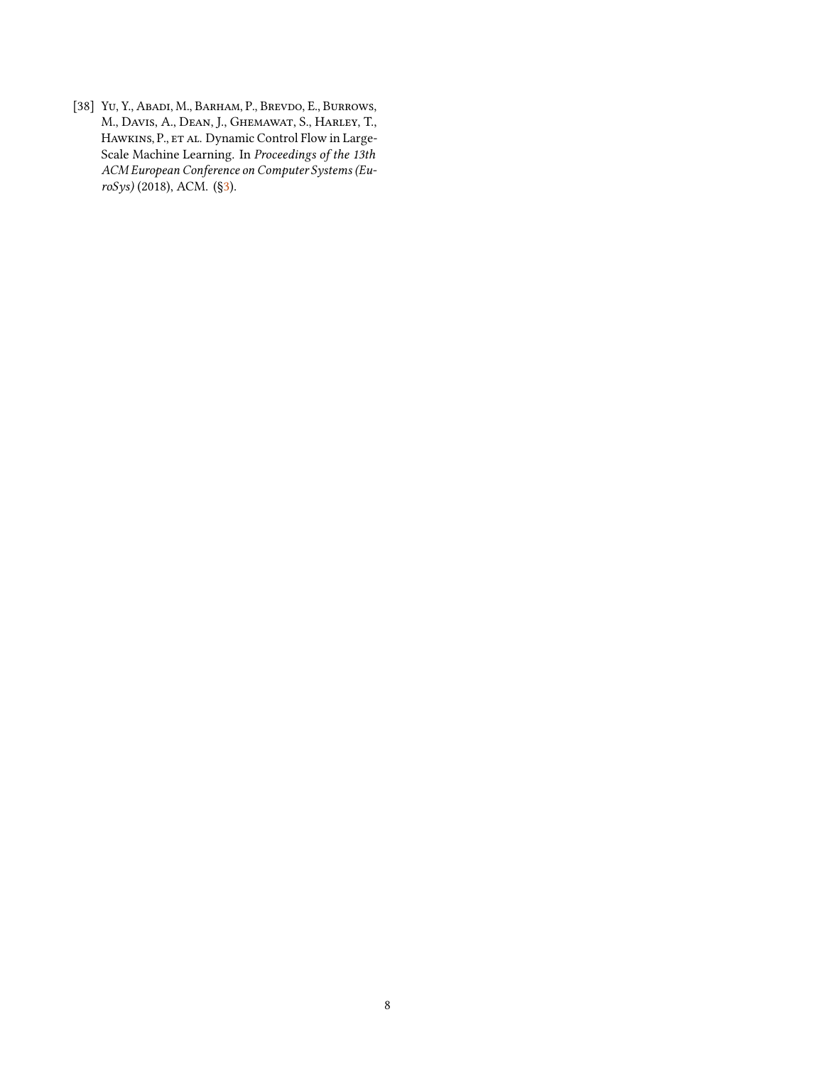[38] Yu, Y., Abadi, M., Barham, P., Brevdo, E., Burrows, M., Davis, A., Dean, J., Ghemawat, S., Harley, T., Hawkins, P., et al. Dynamic Control Flow in Large-Scale Machine Learning. In *Proceedings of the 13th ACM European Conference on Computer Systems (EuroSys)* (2018), ACM. (§3).